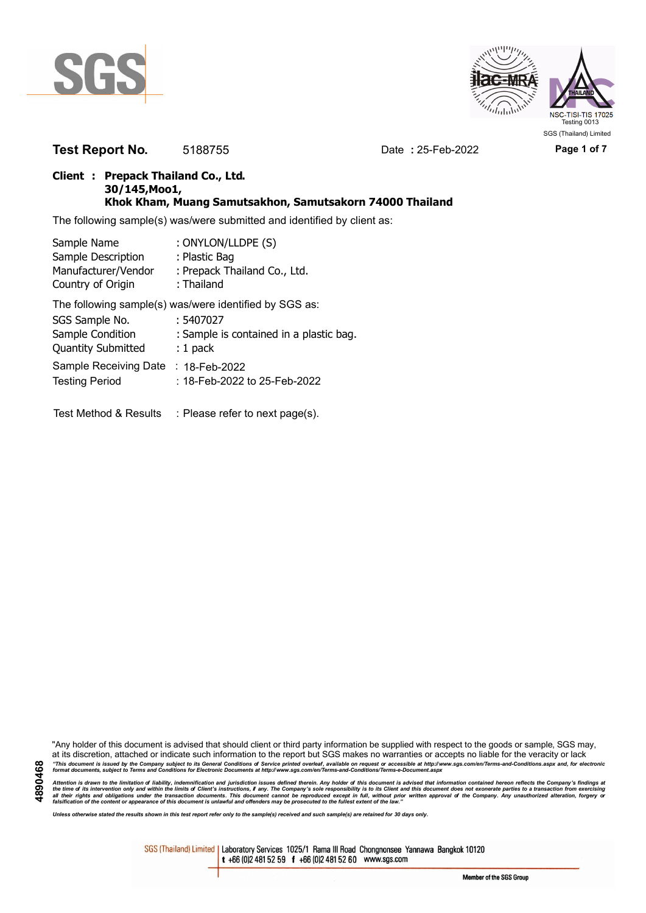SGS (Thailand) Limited

**Test Report No.** 5188755 Date **:** 25-Feb-2022

**Client : Prepack Thailand Co., Ltd.**
**30/145,Moo1,**
**Khok Kham, Muang Samutsakhon, Samutsakorn 74000 Thailand**

The following sample(s) was/were submitted and identified by client as:

| | |
|---|---|
| Sample Name | : ONYLON/LLDPE (S) |
| Sample Description | : Plastic Bag |
| Manufacturer/Vendor | : Prepack Thailand Co., Ltd. |
| Country of Origin | : Thailand |

The following sample(s) was/were identified by SGS as:

| | |
|---|---|
| SGS Sample No. | : 5407027 |
| Sample Condition | : Sample is contained in a plastic bag. |
| Quantity Submitted | : 1 pack |
| Sample Receiving Date | : 18-Feb-2022 |
| Testing Period | : 18-Feb-2022 to 25-Feb-2022 |

Test Method & Results : Please refer to next page(s).

"Any holder of this document is advised that should client or third party information be supplied with respect to the goods or sample, SGS may, at its discretion, attached or indicate such information to the report but SGS makes no warranties or accepts no liable for the veracity or lack

*"This document is issued by the Company subject to its General Conditions of Service printed overleaf, available on request or accessible at http://www.sgs.com/en/Terms-and-Conditions.aspx and, for electronic format documents, subject to Terms and Conditions for Electronic Documents at http://www.sgs.com/en/Terms-and-Conditions/Terms-e-Document.aspx*

*Attention is drawn to the limitation of liability, indemnification and jurisdiction issues defined therein. Any holder of this document is advised that information contained hereon reflects the Company's findings at the time of its intervention only and within the limits of Client's instructions, if any. The Company's sole responsibility is to its Client and this document does not exonerate parties to a transaction from exercising all their rights and obligations under the transaction documents. This document cannot be reproduced except in full, without prior written approval of the Company. Any unauthorized alteration, forgery or falsification of the content or appearance of this document is unlawful and offenders may be prosecuted to the fullest extent of the law."*

*Unless otherwise stated the results shown in this test report refer only to the sample(s) received and such sample(s) are retained for 30 days only.*

4890468

SGS (Thailand) Limited | Laboratory Services 1025/1 Rama III Road Chongnonsee Yannawa Bangkok 10120
t +66 (0)2 481 52 59 f +66 (0)2 481 52 60 www.sgs.com

Member of the SGS Group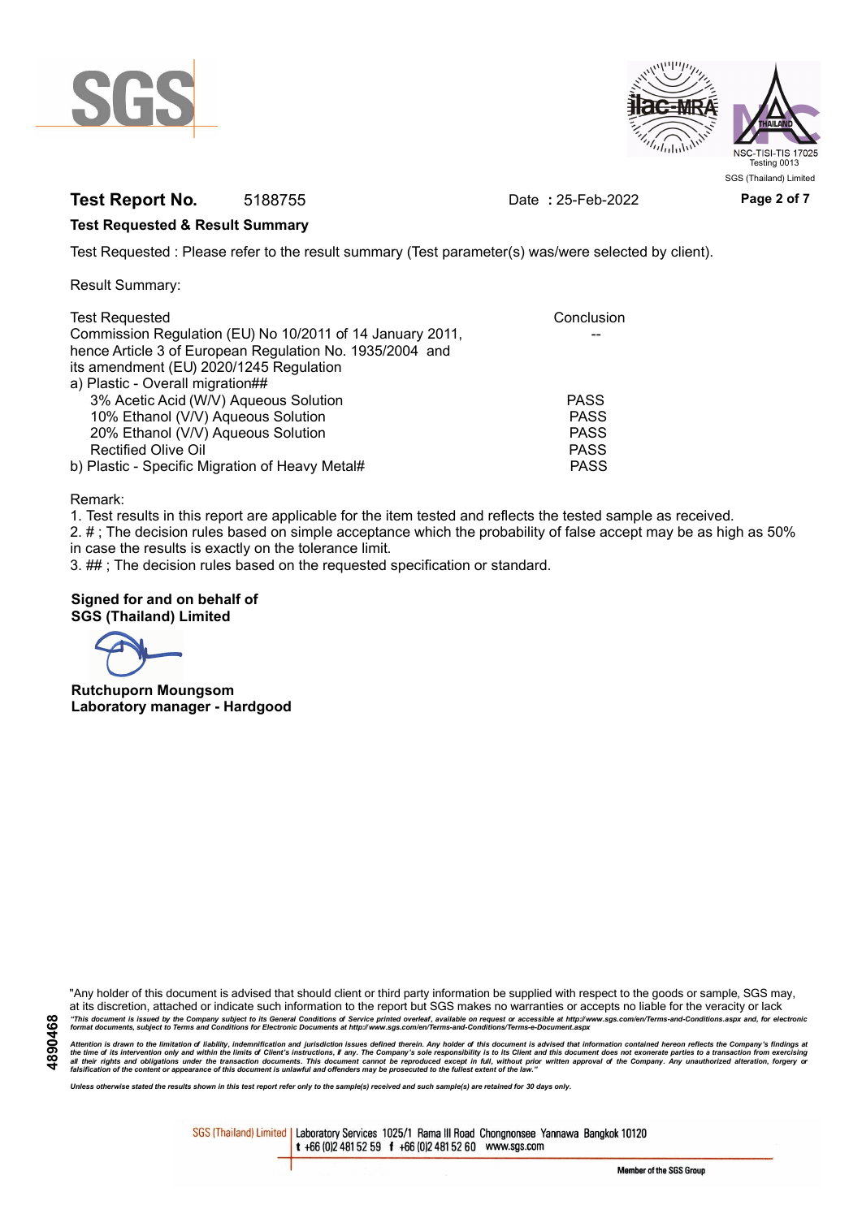**Test Report No.** 5188755 Date **:** 25-Feb-2022

**Test Requested & Result Summary**

Test Requested : Please refer to the result summary (Test parameter(s) was/were selected by client).

Result Summary:

| Test Requested | Conclusion |
|---|---|
| Commission Regulation (EU) No 10/2011 of 14 January 2011, hence Article 3 of European Regulation No. 1935/2004 and its amendment (EU) 2020/1245 Regulation | -- |
| a) Plastic - Overall migration## | |
| 3% Acetic Acid (W/V) Aqueous Solution | PASS |
| 10% Ethanol (V/V) Aqueous Solution | PASS |
| 20% Ethanol (V/V) Aqueous Solution | PASS |
| Rectified Olive Oil | PASS |
| b) Plastic - Specific Migration of Heavy Metal# | PASS |

Remark:

1. Test results in this report are applicable for the item tested and reflects the tested sample as received.
2. # ; The decision rules based on simple acceptance which the probability of false accept may be as high as 50% in case the results is exactly on the tolerance limit.
3. ## ; The decision rules based on the requested specification or standard.

**Signed for and on behalf of**
**SGS (Thailand) Limited**

**Rutchuporn Moungsom**
**Laboratory manager - Hardgood**

"Any holder of this document is advised that should client or third party information be supplied with respect to the goods or sample, SGS may, at its discretion, attached or indicate such information to the report but SGS makes no warranties or accepts no liable for the veracity or lack

*"This document is issued by the Company subject to its General Conditions of Service printed overleaf, available on request or accessible at http://www.sgs.com/en/Terms-and-Conditions.aspx and, for electronic format documents, subject to Terms and Conditions for Electronic Documents at http://www.sgs.com/en/Terms-and-Conditions/Terms-e-Document.aspx*

*Attention is drawn to the limitation of liability, indemnification and jurisdiction issues defined therein. Any holder of this document is advised that information contained hereon reflects the Company's findings at the time of its intervention only and within the limits of Client's instructions, if any. The Company's sole responsibility is to its Client and this document does not exonerate parties to a transaction from exercising all their rights and obligations under the transaction documents. This document cannot be reproduced except in full, without prior written approval of the Company. Any unauthorized alteration, forgery or falsification of the content or appearance of this document is unlawful and offenders may be prosecuted to the fullest extent of the law."*

*Unless otherwise stated the results shown in this test report refer only to the sample(s) received and such sample(s) are retained for 30 days only.*

SGS (Thailand) Limited | Laboratory Services 1025/1 Rama III Road Chongnonsee Yannawa Bangkok 10120
t +66 (0)2 481 52 59 f +66 (0)2 481 52 60 www.sgs.com

Member of the SGS Group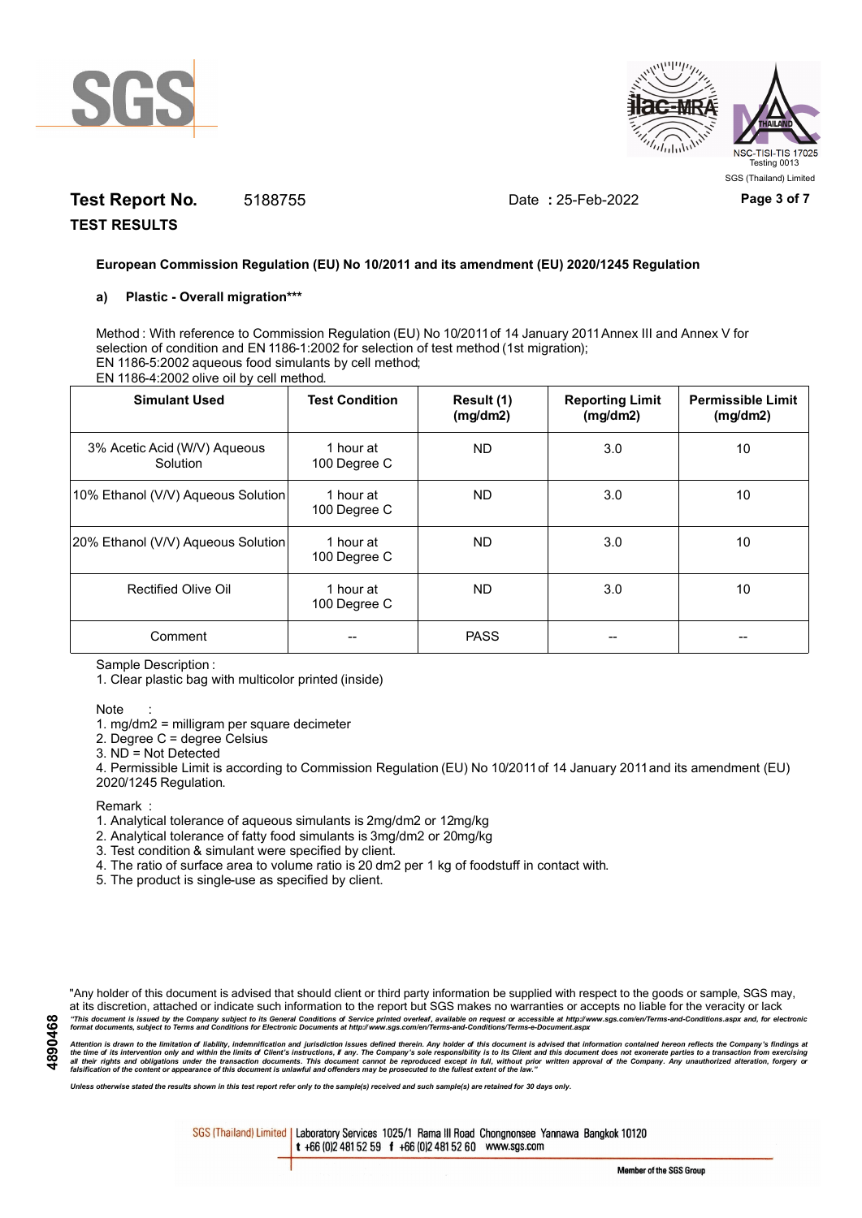**Test Report No.** 5188755 Date : 25-Feb-2022

**TEST RESULTS**

**European Commission Regulation (EU) No 10/2011 and its amendment (EU) 2020/1245 Regulation**

**a) Plastic - Overall migration*****

Method : With reference to Commission Regulation (EU) No 10/2011 of 14 January 2011 Annex III and Annex V for selection of condition and EN 1186-1:2002 for selection of test method (1st migration);
EN 1186-5:2002 aqueous food simulants by cell method;
EN 1186-4:2002 olive oil by cell method.

| Simulant Used | Test Condition | Result (1) (mg/dm2) | Reporting Limit (mg/dm2) | Permissible Limit (mg/dm2) |
|---|---|---|---|---|
| 3% Acetic Acid (W/V) Aqueous Solution | 1 hour at 100 Degree C | ND | 3.0 | 10 |
| 10% Ethanol (V/V) Aqueous Solution | 1 hour at 100 Degree C | ND | 3.0 | 10 |
| 20% Ethanol (V/V) Aqueous Solution | 1 hour at 100 Degree C | ND | 3.0 | 10 |
| Rectified Olive Oil | 1 hour at 100 Degree C | ND | 3.0 | 10 |
| Comment | -- | PASS | -- | -- |

Sample Description :
1. Clear plastic bag with multicolor printed (inside)

Note :
1. mg/dm2 = milligram per square decimeter
2. Degree C = degree Celsius
3. ND = Not Detected
4. Permissible Limit is according to Commission Regulation (EU) No 10/2011 of 14 January 2011 and its amendment (EU) 2020/1245 Regulation.

Remark :
1. Analytical tolerance of aqueous simulants is 2mg/dm2 or 12mg/kg
2. Analytical tolerance of fatty food simulants is 3mg/dm2 or 20mg/kg
3. Test condition & simulant were specified by client.
4. The ratio of surface area to volume ratio is 20 dm2 per 1 kg of foodstuff in contact with.
5. The product is single-use as specified by client.

"Any holder of this document is advised that should client or third party information be supplied with respect to the goods or sample, SGS may, at its discretion, attached or indicate such information to the report but SGS makes no warranties or accepts no liable for the veracity or lack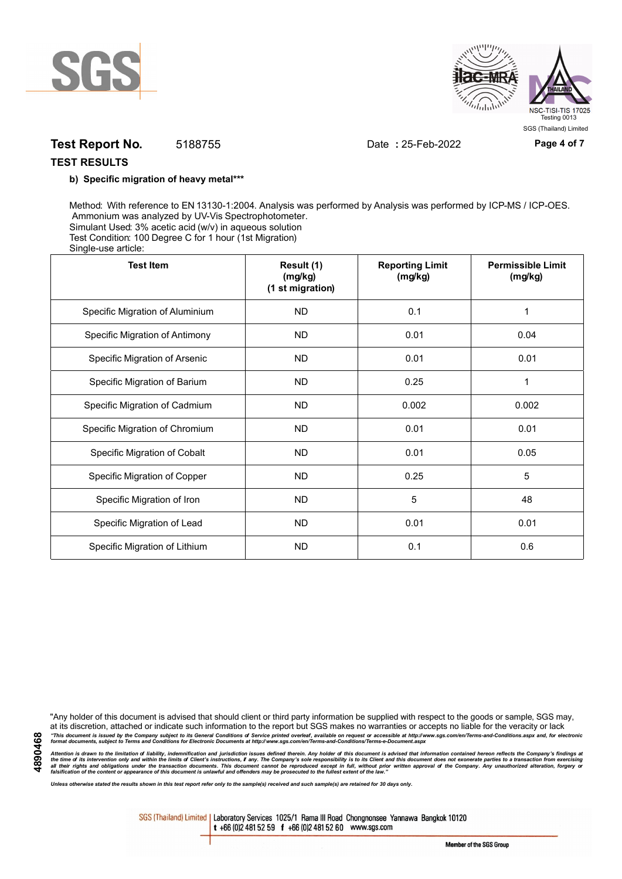**Test Report No.** 5188755 Date **:** 25-Feb-2022

**TEST RESULTS**

**b) Specific migration of heavy metal*****

Method: With reference to EN 13130-1:2004. Analysis was performed by Analysis was performed by ICP-MS / ICP-OES. Ammonium was analyzed by UV-Vis Spectrophotometer.
Simulant Used: 3% acetic acid (w/v) in aqueous solution
Test Condition: 100 Degree C for 1 hour (1st Migration)
Single-use article:

| Test Item | Result (1) (mg/kg) (1 st migration) | Reporting Limit (mg/kg) | Permissible Limit (mg/kg) |
|---|---|---|---|
| Specific Migration of Aluminium | ND | 0.1 | 1 |
| Specific Migration of Antimony | ND | 0.01 | 0.04 |
| Specific Migration of Arsenic | ND | 0.01 | 0.01 |
| Specific Migration of Barium | ND | 0.25 | 1 |
| Specific Migration of Cadmium | ND | 0.002 | 0.002 |
| Specific Migration of Chromium | ND | 0.01 | 0.01 |
| Specific Migration of Cobalt | ND | 0.01 | 0.05 |
| Specific Migration of Copper | ND | 0.25 | 5 |
| Specific Migration of Iron | ND | 5 | 48 |
| Specific Migration of Lead | ND | 0.01 | 0.01 |
| Specific Migration of Lithium | ND | 0.1 | 0.6 |

"Any holder of this document is advised that should client or third party information be supplied with respect to the goods or sample, SGS may, at its discretion, attached or indicate such information to the report but SGS makes no warranties or accepts no liable for the veracity or lack

*"This document is issued by the Company subject to its General Conditions of Service printed overleaf, available on request or accessible at http://www.sgs.com/en/Terms-and-Conditions.aspx and, for electronic format documents, subject to Terms and Conditions for Electronic Documents at http://www.sgs.com/en/Terms-and-Conditions/Terms-e-Document.aspx*

*Attention is drawn to the limitation of liability, indemnification and jurisdiction issues defined therein. Any holder of this document is advised that information contained hereon reflects the Company's findings at the time of its intervention only and within the limits of Client's instructions, if any. The Company's sole responsibility is to its Client and this document does not exonerate parties to a transaction from exercising all their rights and obligations under the transaction documents. This document cannot be reproduced except in full, without prior written approval of the Company. Any unauthorized alteration, forgery or falsification of the content or appearance of this document is unlawful and offenders may be prosecuted to the fullest extent of the law."*

*Unless otherwise stated the results shown in this test report refer only to the sample(s) received and such sample(s) are retained for 30 days only.*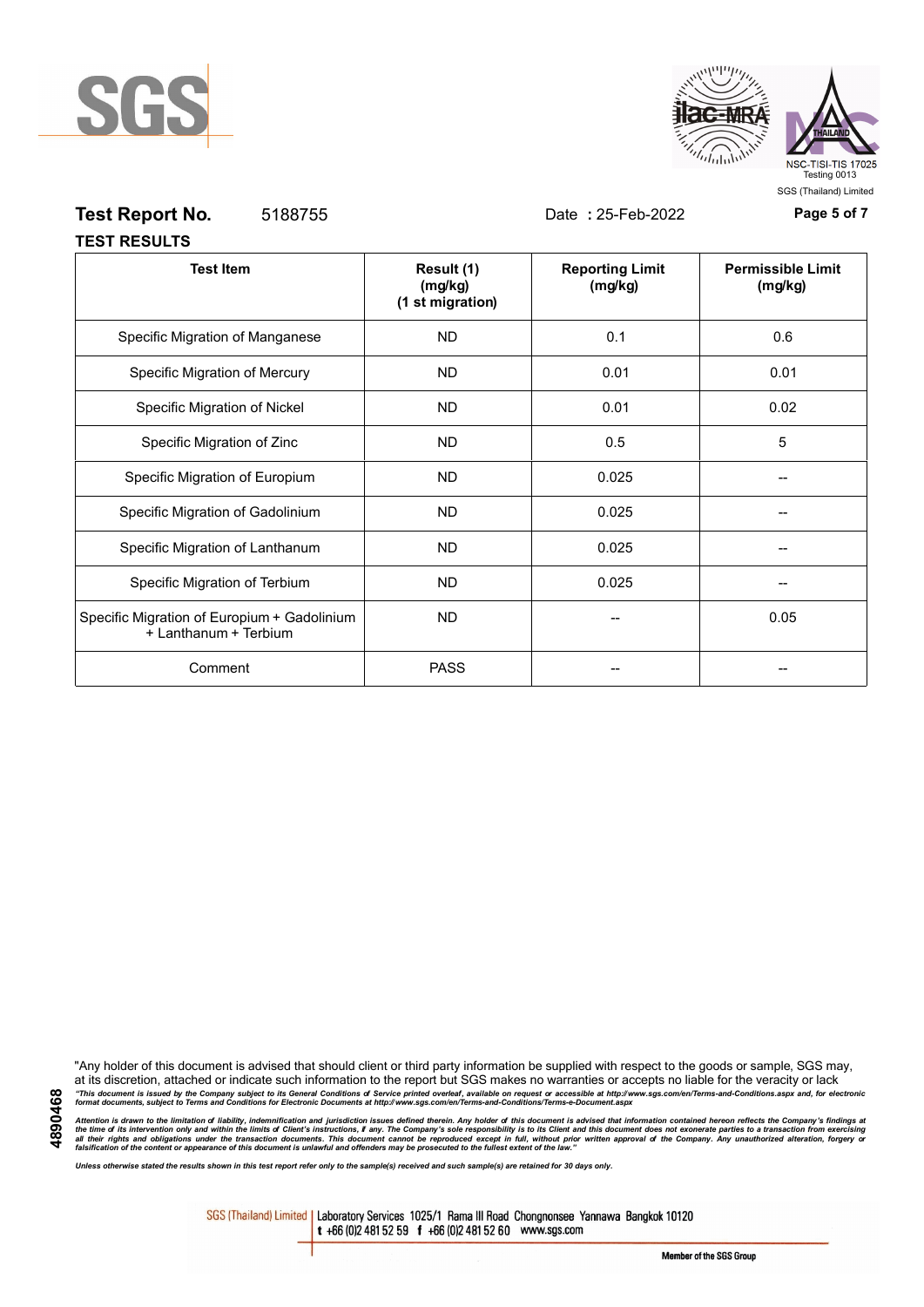**Test Report No.** 5188755 Date **:** 25-Feb-2022

**TEST RESULTS**

| Test Item | Result (1) (mg/kg) (1 st migration) | Reporting Limit (mg/kg) | Permissible Limit (mg/kg) |
|---|---|---|---|
| Specific Migration of Manganese | ND | 0.1 | 0.6 |
| Specific Migration of Mercury | ND | 0.01 | 0.01 |
| Specific Migration of Nickel | ND | 0.01 | 0.02 |
| Specific Migration of Zinc | ND | 0.5 | 5 |
| Specific Migration of Europium | ND | 0.025 | -- |
| Specific Migration of Gadolinium | ND | 0.025 | -- |
| Specific Migration of Lanthanum | ND | 0.025 | -- |
| Specific Migration of Terbium | ND | 0.025 | -- |
| Specific Migration of Europium + Gadolinium + Lanthanum + Terbium | ND | -- | 0.05 |
| Comment | PASS | -- | -- |

"Any holder of this document is advised that should client or third party information be supplied with respect to the goods or sample, SGS may, at its discretion, attached or indicate such information to the report but SGS makes no warranties or accepts no liable for the veracity or lack

*"This document is issued by the Company subject to its General Conditions of Service printed overleaf, available on request or accessible at http://www.sgs.com/en/Terms-and-Conditions.aspx and, for electronic format documents, subject to Terms and Conditions for Electronic Documents at http://www.sgs.com/en/Terms-and-Conditions/Terms-e-Document.aspx*

*Attention is drawn to the limitation of liability, indemnification and jurisdiction issues defined therein. Any holder of this document is advised that information contained hereon reflects the Company's findings at the time of its intervention only and within the limits of Client's instructions, if any. The Company's sole responsibility is to its Client and this document does not exonerate parties to a transaction from exercising all their rights and obligations under the transaction documents. This document cannot be reproduced except in full, without prior written approval of the Company. Any unauthorized alteration, forgery or falsification of the content or appearance of this document is unlawful and offenders may be prosecuted to the fullest extent of the law."*

*Unless otherwise stated the results shown in this test report refer only to the sample(s) received and such sample(s) are retained for 30 days only.*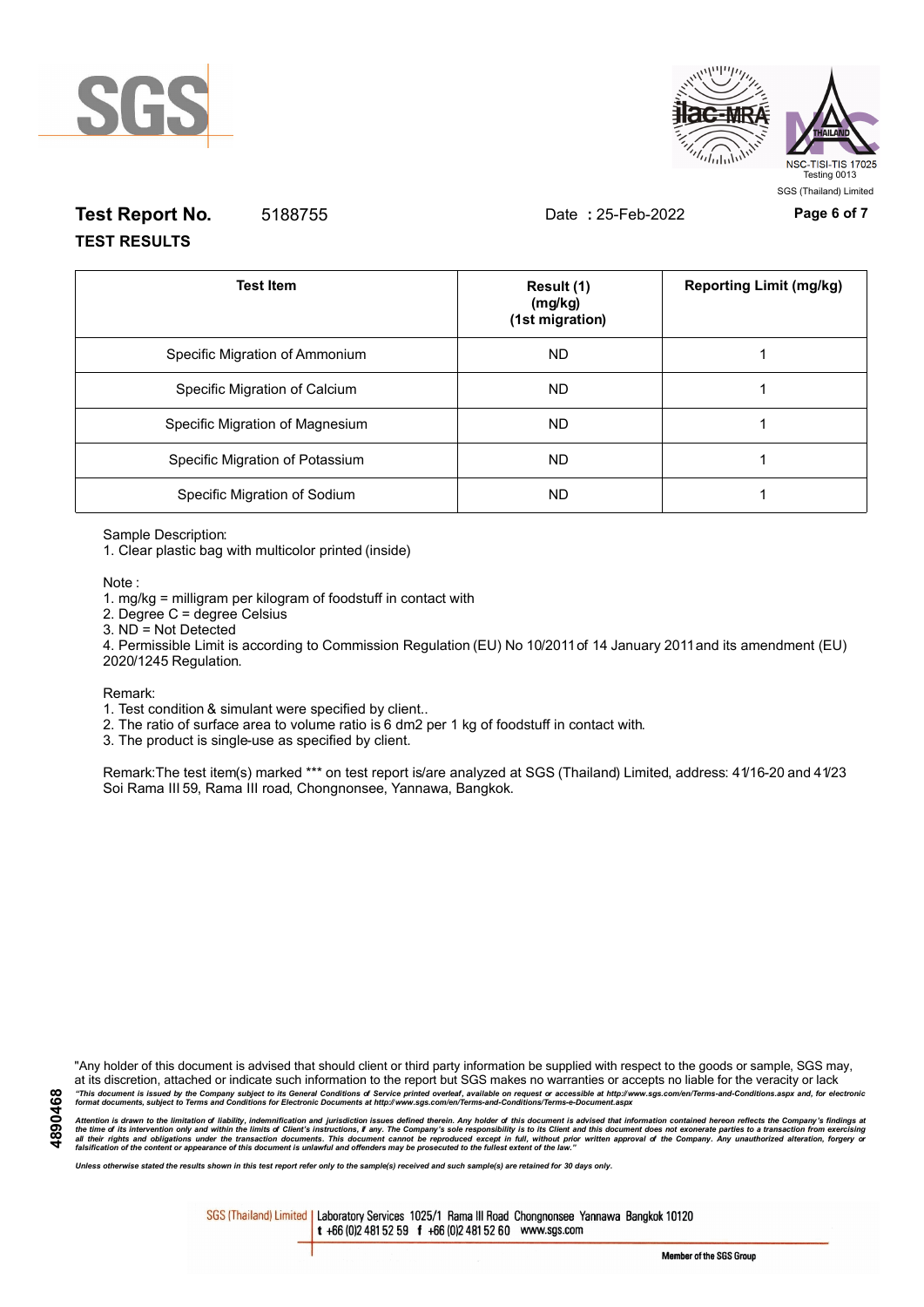**Test Report No.** 5188755 Date : 25-Feb-2022

**TEST RESULTS**

| Test Item | Result (1) (mg/kg) (1st migration) | Reporting Limit (mg/kg) |
|---|---|---|
| Specific Migration of Ammonium | ND | 1 |
| Specific Migration of Calcium | ND | 1 |
| Specific Migration of Magnesium | ND | 1 |
| Specific Migration of Potassium | ND | 1 |
| Specific Migration of Sodium | ND | 1 |

Sample Description:

1. Clear plastic bag with multicolor printed (inside)

Note :

1. mg/kg = milligram per kilogram of foodstuff in contact with
2. Degree C = degree Celsius
3. ND = Not Detected
4. Permissible Limit is according to Commission Regulation (EU) No 10/2011 of 14 January 2011 and its amendment (EU) 2020/1245 Regulation.

Remark:

1. Test condition & simulant were specified by client..
2. The ratio of surface area to volume ratio is 6 dm2 per 1 kg of foodstuff in contact with.
3. The product is single-use as specified by client.

Remark:The test item(s) marked *** on test report is/are analyzed at SGS (Thailand) Limited, address: 41/16-20 and 41/23 Soi Rama III 59, Rama III road, Chongnonsee, Yannawa, Bangkok.

"Any holder of this document is advised that should client or third party information be supplied with respect to the goods or sample, SGS may, at its discretion, attached or indicate such information to the report but SGS makes no warranties or accepts no liable for the veracity or lack

*"This document is issued by the Company subject to its General Conditions of Service printed overleaf, available on request or accessible at http://www.sgs.com/en/Terms-and-Conditions.aspx and, for electronic format documents, subject to Terms and Conditions for Electronic Documents at http://www.sgs.com/en/Terms-and-Conditions/Terms-e-Document.aspx*

*Attention is drawn to the limitation of liability, indemnification and jurisdiction issues defined therein. Any holder of this document is advised that information contained hereon reflects the Company's findings at the time of its intervention only and within the limits of Client's instructions, if any. The Company's sole responsibility is to its Client and this document does not exonerate parties to a transaction from exercising all their rights and obligations under the transaction documents. This document cannot be reproduced except in full, without prior written approval of the Company. Any unauthorized alteration, forgery or falsification of the content or appearance of this document is unlawful and offenders may be prosecuted to the fullest extent of the law."*

*Unless otherwise stated the results shown in this test report refer only to the sample(s) received and such sample(s) are retained for 30 days only.*

4890468

SGS (Thailand) Limited | Laboratory Services 1025/1 Rama III Road Chongnonsee Yannawa Bangkok 10120 t +66 (0)2 481 52 59 f +66 (0)2 481 52 60 www.sgs.com

Member of the SGS Group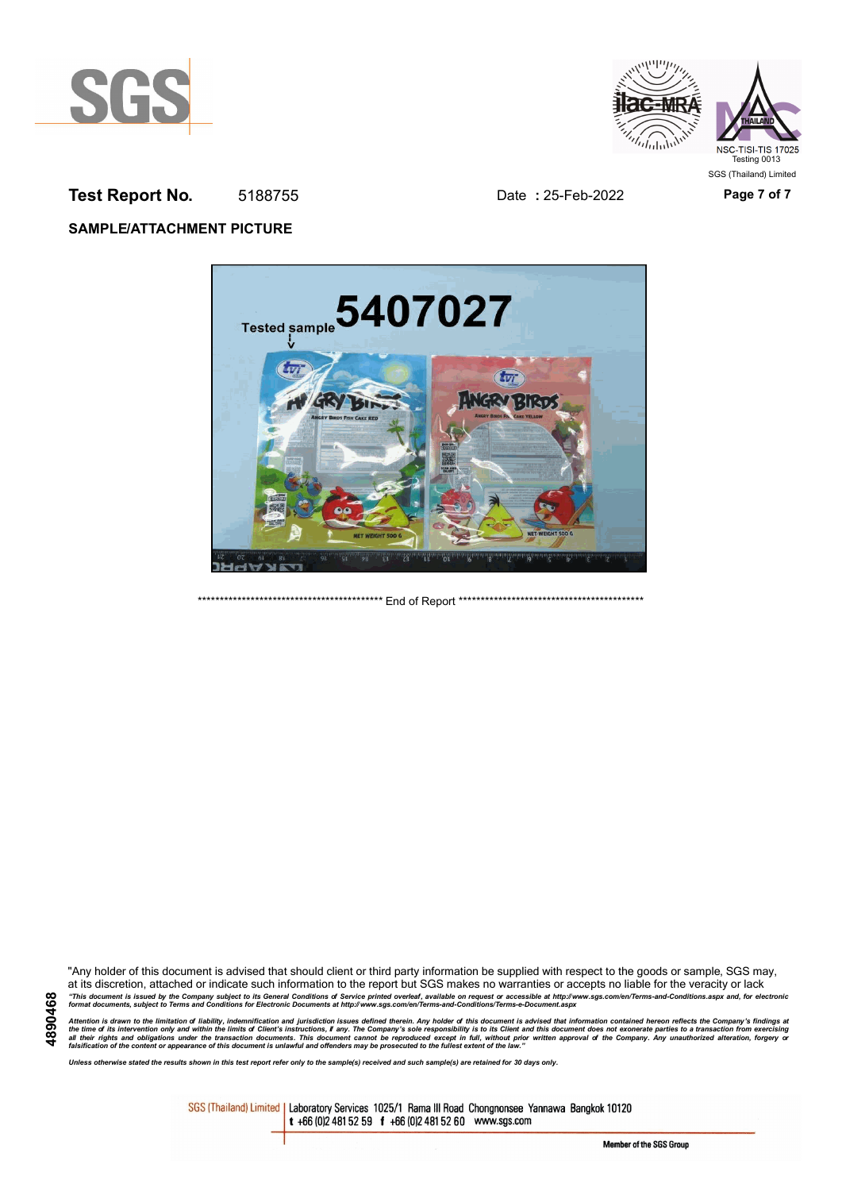**Test Report No.** 5188755 Date : 25-Feb-2022

**SAMPLE/ATTACHMENT PICTURE**

5407027

Tested sample

*********************************************** End of Report ***********************************************

"Any holder of this document is advised that should client or third party information be supplied with respect to the goods or sample, SGS may, at its discretion, attached or indicate such information to the report but SGS makes no warranties or accepts no liable for the veracity or lack

*"This document is issued by the Company subject to its General Conditions of Service printed overleaf, available on request or accessible at http://www.sgs.com/en/Terms-and-Conditions.aspx and, for electronic format documents, subject to Terms and Conditions for Electronic Documents at http://www.sgs.com/en/Terms-and-Conditions/Terms-e-Document.aspx*

*Attention is drawn to the limitation of liability, indemnification and jurisdiction issues defined therein. Any holder of this document is advised that information contained hereon reflects the Company's findings at the time of its intervention only and within the limits of Client's instructions, if any. The Company's sole responsibility is to its Client and this document does not exonerate parties to a transaction from exercising all their rights and obligations under the transaction documents. This document cannot be reproduced except in full, without prior written approval of the Company. Any unauthorized alteration, forgery or falsification of the content or appearance of this document is unlawful and offenders may be prosecuted to the fullest extent of the law."*

*Unless otherwise stated the results shown in this test report refer only to the sample(s) received and such sample(s) are retained for 30 days only.*

4890468

SGS (Thailand) Limited | Laboratory Services 1025/1 Rama III Road Chongnonsee Yannawa Bangkok 10120
t +66 (0)2 481 52 59 f +66 (0)2 481 52 60 www.sgs.com

Member of the SGS Group